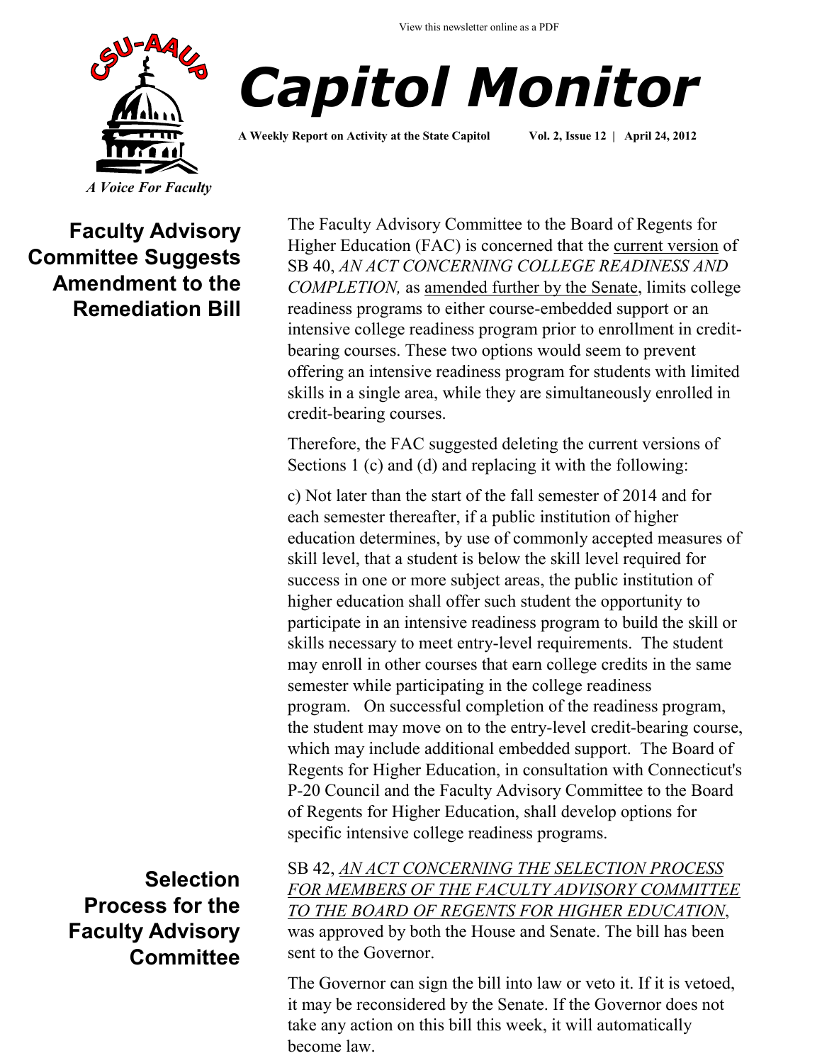View this newsletter online as a PDF

# Capitol Monitor

**A Weekly Report on Activity at the State Capitol** **Vol. 2, Issue 12 | April 24, 2012**

*A Voice For Faculty*

## Faculty Advisory Committee Suggests Amendment to the Remediation Bill

The Faculty Advisory Committee to the Board of Regents for Higher Education (FAC) is concerned that the current version of SB 40, *AN ACT CONCERNING COLLEGE READINESS AND COMPLETION,* as amended further by the Senate, limits college readiness programs to either course-embedded support or an intensive college readiness program prior to enrollment in credit-bearing courses. These two options would seem to prevent offering an intensive readiness program for students with limited skills in a single area, while they are simultaneously enrolled in credit-bearing courses.

Therefore, the FAC suggested deleting the current versions of Sections 1 (c) and (d) and replacing it with the following:

c) Not later than the start of the fall semester of 2014 and for each semester thereafter, if a public institution of higher education determines, by use of commonly accepted measures of skill level, that a student is below the skill level required for success in one or more subject areas, the public institution of higher education shall offer such student the opportunity to participate in an intensive readiness program to build the skill or skills necessary to meet entry-level requirements. The student may enroll in other courses that earn college credits in the same semester while participating in the college readiness program. On successful completion of the readiness program, the student may move on to the entry-level credit-bearing course, which may include additional embedded support. The Board of Regents for Higher Education, in consultation with Connecticut's P-20 Council and the Faculty Advisory Committee to the Board of Regents for Higher Education, shall develop options for specific intensive college readiness programs.

## Selection Process for the Faculty Advisory Committee

SB 42, *AN ACT CONCERNING THE SELECTION PROCESS FOR MEMBERS OF THE FACULTY ADVISORY COMMITTEE TO THE BOARD OF REGENTS FOR HIGHER EDUCATION*, was approved by both the House and Senate. The bill has been sent to the Governor.

The Governor can sign the bill into law or veto it. If it is vetoed, it may be reconsidered by the Senate. If the Governor does not take any action on this bill this week, it will automatically become law.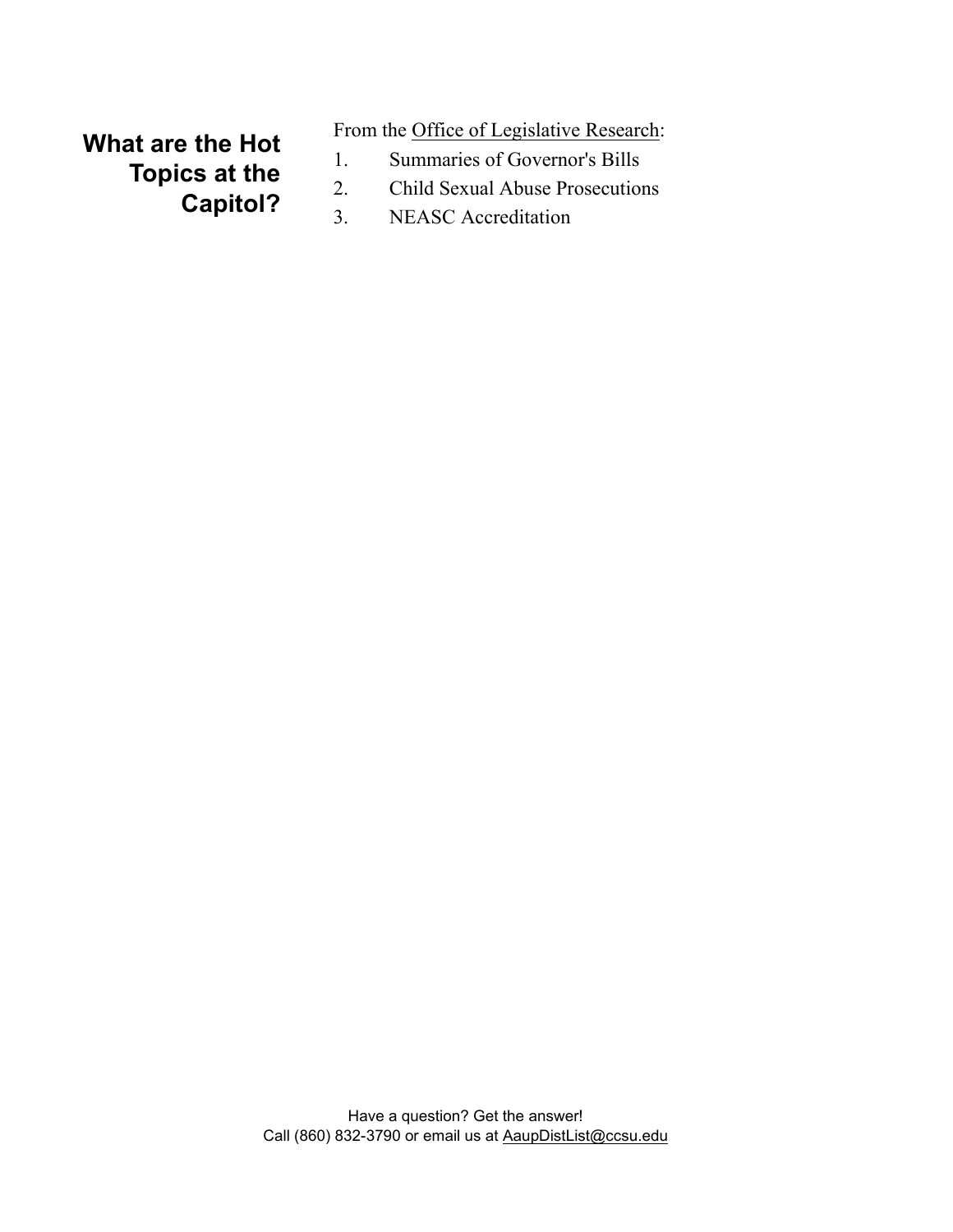## What are the Hot Topics at the Capitol?

From the Office of Legislative Research:

1. Summaries of Governor's Bills
2. Child Sexual Abuse Prosecutions
3. NEASC Accreditation

Have a question? Get the answer!
Call (860) 832-3790 or email us at AaupDistList@ccsu.edu